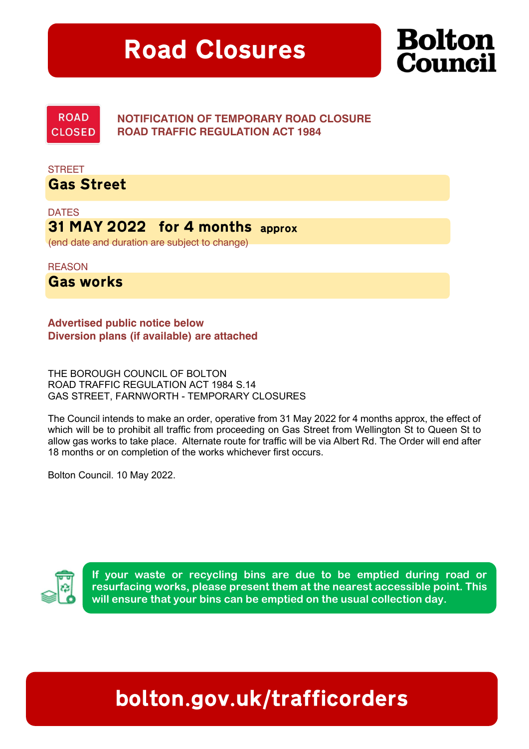# Road Closures

**Bolton Council**

ROAD CLOSED

**NOTIFICATION OF TEMPORARY ROAD CLOSURE**
**ROAD TRAFFIC REGULATION ACT 1984**

STREET

**Gas Street**

DATES

**31 MAY 2022 for 4 months approx**

(end date and duration are subject to change)

REASON

**Gas works**

**Advertised public notice below**
**Diversion plans (if available) are attached**

THE BOROUGH COUNCIL OF BOLTON
ROAD TRAFFIC REGULATION ACT 1984 S.14
GAS STREET, FARNWORTH - TEMPORARY CLOSURES

The Council intends to make an order, operative from 31 May 2022 for 4 months approx, the effect of which will be to prohibit all traffic from proceeding on Gas Street from Wellington St to Queen St to allow gas works to take place. Alternate route for traffic will be via Albert Rd. The Order will end after 18 months or on completion of the works whichever first occurs.

Bolton Council. 10 May 2022.

**If your waste or recycling bins are due to be emptied during road or resurfacing works, please present them at the nearest accessible point. This will ensure that your bins can be emptied on the usual collection day.**

**bolton.gov.uk/trafficorders**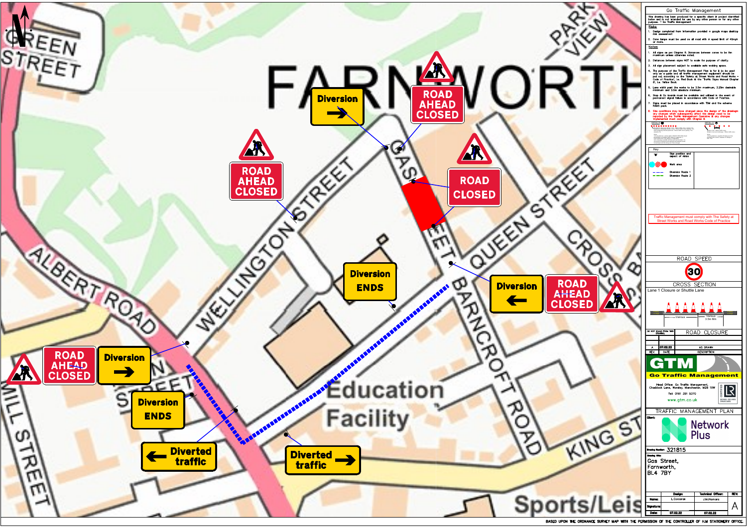# Go Traffic Management

This drawing has been produced for a specific client & project identified below and is not intended for use by any other person or for any other purpose. © Go Traffic Management

## Risks

1. Design completed from information provided + google maps desktop risk assessment
2. Cone lamps must be used on all road with A speed limit of 40mph or more.

## Notes

1. All signs as per Chapter 8. Dimension between cones to be 9m maximum unless otherwise noted.
2. Distances between signs NOT to scale for purpose of clarity.
3. All sign placement subject to available safe working space.
4. The purpose of the Traffic Management Plan is for it to be used only as a guide and all traffic management equipment should be put out according to the 'Safety at Street Works and Road Works – Code of Practice', i.e. Red Book & the 'Traffic Signs Manual Chapter 8', i.e. Yellow Book.
5. Lane width past the works to be 3.5m maximum, 3.25m desirable minimum and 3.0m absolute minimum.
6. Stop & Go boards must be available and utilised in the event of permanent signal failure in accordance with Code of Practice.
7. Signs must be placed in accordance with TSM and the scheme RAMS pack.
8. Site conditions may have changed since the design of the drawing; any changes which subsequently affect the design need to be reported by the Traffic Management Operative & any changes implemented must comply with Chapter 8.

## Key

- Sign position and aspect of vision
- Work area
- Diversion Route 1
- Diversion Route 2

Traffic Management must comply with The Safety at Street Works and Road Works Code of Practice

ROAD SPEED: 30

CROSS SECTION: Lane 1 Closure or Shuttle Lane

Various | Various 3.5m Min

DO NOT SCALE FROM THIS DRAWING

ROAD CLOSURE

| REV. | DATE | DESCRIPTION |
|---|---|---|
| A | 07.02.22 | AS DRAWN |

GTM Go Traffic Management

Head Office: Go Traffic Management, Chaddock Lane, Worsley, Manchester, M28 1XW

Tel: 0161 351 5370

www.gtm.co.uk

TRAFFIC MANAGEMENT PLAN

Client: Network Plus

Drawing Number: 321815

Drawing title: Gas Street, Farnworth, BL4 7BY

| | Design: | Technical Officer: | REV: |
|---|---|---|---|
| Name: | L.Corcoran | J.McNamara | A |
| Signature: | | | |
| Date: | 07.02.22 | 07.02.22 | |

BASED UPON THE ORDNANCE SURVEY MAP WITH THE PERMISSION OF THE CONTROLLER OF THE H.M STATIONERY OFFICE.

Map labels: FARNWORTH, GREEN STREET, PARK VIEW, GAS STREET, WELLINGTON STREET, QUEEN STREET, CROSS STREET, ALBERT ROAD, BARNCROFT ROAD, MILL STREET, KING STREET, Education Facility, Sports/Leisure

Signs: ROAD AHEAD CLOSED, ROAD CLOSED, Diversion, Diversion ENDS, Diverted traffic